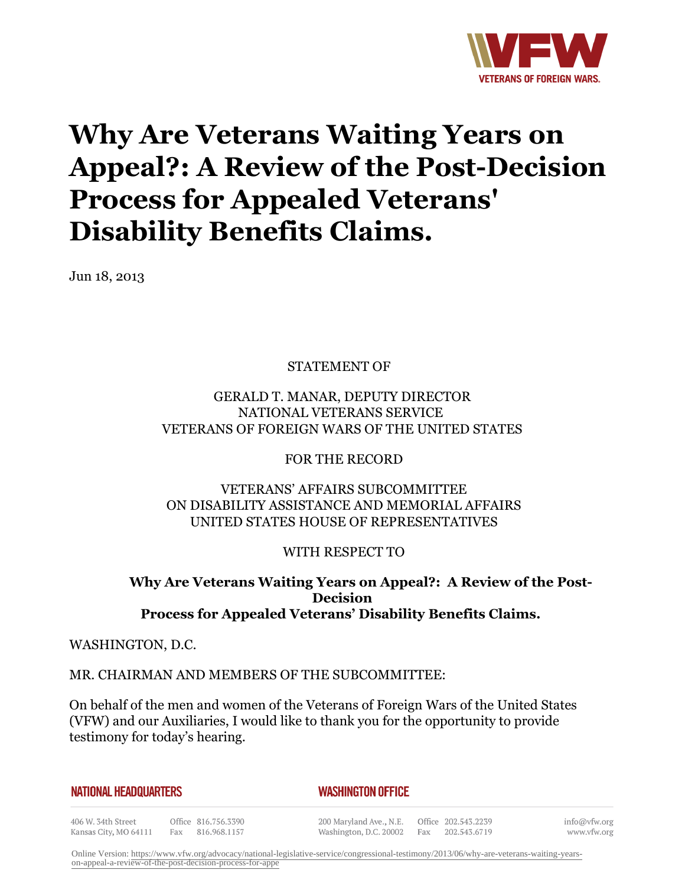# Why Are Veterans Waiting Years on Appeal?: A Review of the Post-Decision Process for Appealed Veterans' Disability Benefits Claims.

Jun 18, 2013

STATEMENT OF

GERALD T. MANAR, DEPUTY DIRECTOR
NATIONAL VETERANS SERVICE
VETERANS OF FOREIGN WARS OF THE UNITED STATES

FOR THE RECORD

VETERANS' AFFAIRS SUBCOMMITTEE
ON DISABILITY ASSISTANCE AND MEMORIAL AFFAIRS
UNITED STATES HOUSE OF REPRESENTATIVES

WITH RESPECT TO

**Why Are Veterans Waiting Years on Appeal?: A Review of the Post-Decision Process for Appealed Veterans' Disability Benefits Claims.**

WASHINGTON, D.C.

MR. CHAIRMAN AND MEMBERS OF THE SUBCOMMITTEE:

On behalf of the men and women of the Veterans of Foreign Wars of the United States (VFW) and our Auxiliaries, I would like to thank you for the opportunity to provide testimony for today's hearing.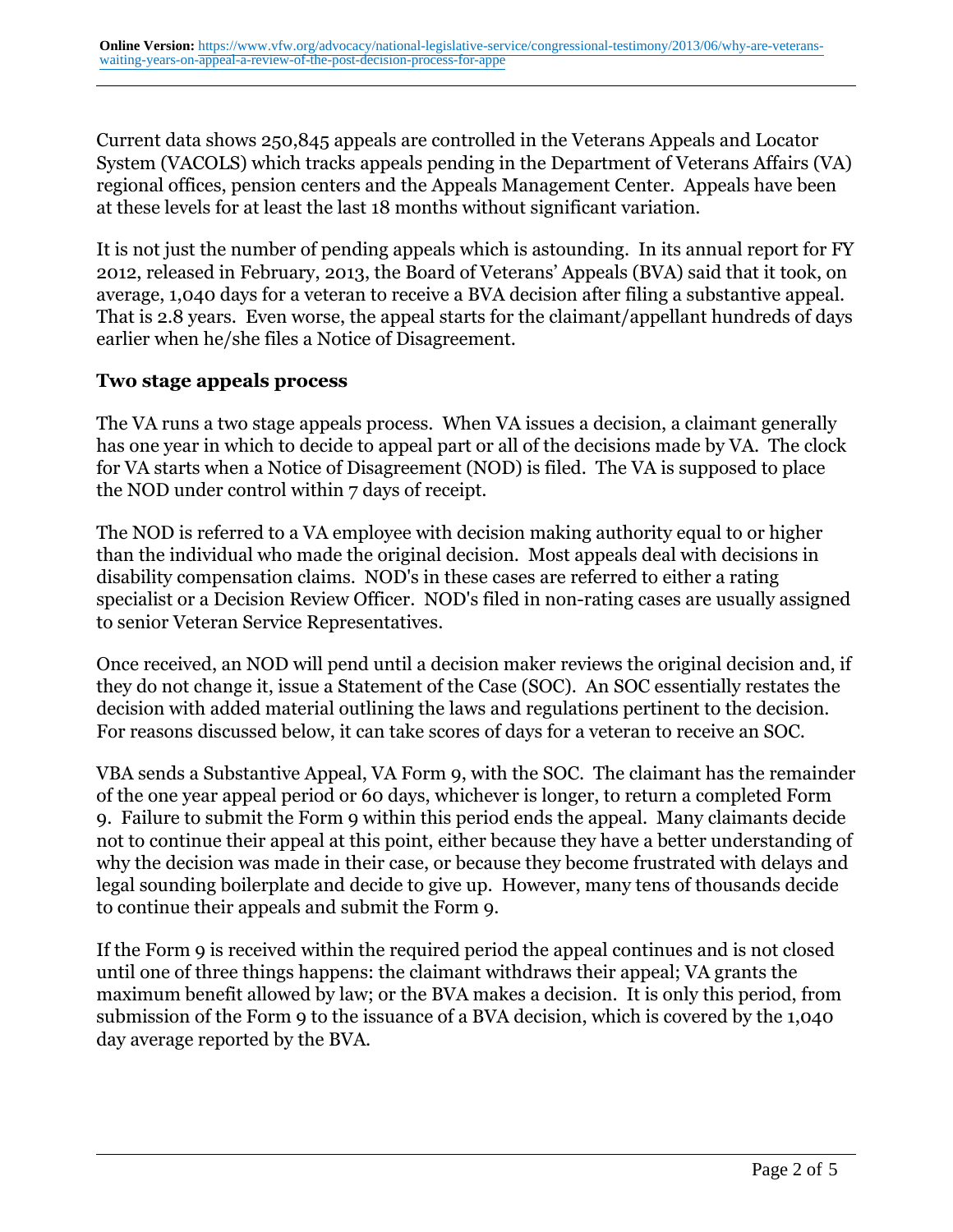Current data shows 250,845 appeals are controlled in the Veterans Appeals and Locator System (VACOLS) which tracks appeals pending in the Department of Veterans Affairs (VA) regional offices, pension centers and the Appeals Management Center. Appeals have been at these levels for at least the last 18 months without significant variation.

It is not just the number of pending appeals which is astounding. In its annual report for FY 2012, released in February, 2013, the Board of Veterans' Appeals (BVA) said that it took, on average, 1,040 days for a veteran to receive a BVA decision after filing a substantive appeal. That is 2.8 years. Even worse, the appeal starts for the claimant/appellant hundreds of days earlier when he/she files a Notice of Disagreement.

### Two stage appeals process

The VA runs a two stage appeals process. When VA issues a decision, a claimant generally has one year in which to decide to appeal part or all of the decisions made by VA. The clock for VA starts when a Notice of Disagreement (NOD) is filed. The VA is supposed to place the NOD under control within 7 days of receipt.

The NOD is referred to a VA employee with decision making authority equal to or higher than the individual who made the original decision. Most appeals deal with decisions in disability compensation claims. NOD's in these cases are referred to either a rating specialist or a Decision Review Officer. NOD's filed in non-rating cases are usually assigned to senior Veteran Service Representatives.

Once received, an NOD will pend until a decision maker reviews the original decision and, if they do not change it, issue a Statement of the Case (SOC). An SOC essentially restates the decision with added material outlining the laws and regulations pertinent to the decision. For reasons discussed below, it can take scores of days for a veteran to receive an SOC.

VBA sends a Substantive Appeal, VA Form 9, with the SOC. The claimant has the remainder of the one year appeal period or 60 days, whichever is longer, to return a completed Form 9. Failure to submit the Form 9 within this period ends the appeal. Many claimants decide not to continue their appeal at this point, either because they have a better understanding of why the decision was made in their case, or because they become frustrated with delays and legal sounding boilerplate and decide to give up. However, many tens of thousands decide to continue their appeals and submit the Form 9.

If the Form 9 is received within the required period the appeal continues and is not closed until one of three things happens: the claimant withdraws their appeal; VA grants the maximum benefit allowed by law; or the BVA makes a decision. It is only this period, from submission of the Form 9 to the issuance of a BVA decision, which is covered by the 1,040 day average reported by the BVA.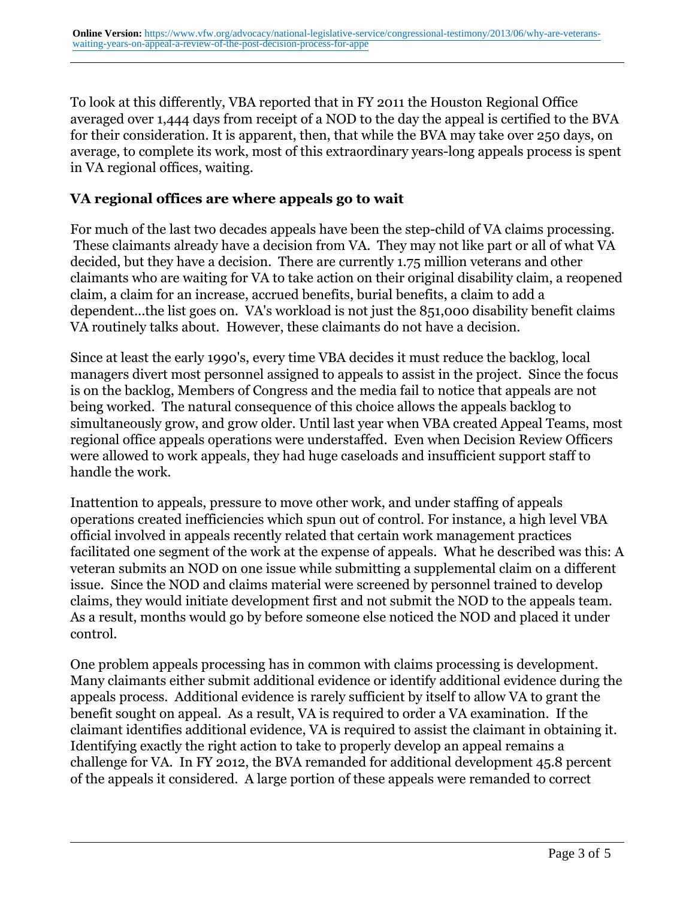To look at this differently, VBA reported that in FY 2011 the Houston Regional Office averaged over 1,444 days from receipt of a NOD to the day the appeal is certified to the BVA for their consideration. It is apparent, then, that while the BVA may take over 250 days, on average, to complete its work, most of this extraordinary years-long appeals process is spent in VA regional offices, waiting.

### VA regional offices are where appeals go to wait

For much of the last two decades appeals have been the step-child of VA claims processing. These claimants already have a decision from VA. They may not like part or all of what VA decided, but they have a decision. There are currently 1.75 million veterans and other claimants who are waiting for VA to take action on their original disability claim, a reopened claim, a claim for an increase, accrued benefits, burial benefits, a claim to add a dependent…the list goes on. VA's workload is not just the 851,000 disability benefit claims VA routinely talks about. However, these claimants do not have a decision.

Since at least the early 1990's, every time VBA decides it must reduce the backlog, local managers divert most personnel assigned to appeals to assist in the project. Since the focus is on the backlog, Members of Congress and the media fail to notice that appeals are not being worked. The natural consequence of this choice allows the appeals backlog to simultaneously grow, and grow older. Until last year when VBA created Appeal Teams, most regional office appeals operations were understaffed. Even when Decision Review Officers were allowed to work appeals, they had huge caseloads and insufficient support staff to handle the work.

Inattention to appeals, pressure to move other work, and under staffing of appeals operations created inefficiencies which spun out of control. For instance, a high level VBA official involved in appeals recently related that certain work management practices facilitated one segment of the work at the expense of appeals. What he described was this: A veteran submits an NOD on one issue while submitting a supplemental claim on a different issue. Since the NOD and claims material were screened by personnel trained to develop claims, they would initiate development first and not submit the NOD to the appeals team. As a result, months would go by before someone else noticed the NOD and placed it under control.

One problem appeals processing has in common with claims processing is development. Many claimants either submit additional evidence or identify additional evidence during the appeals process. Additional evidence is rarely sufficient by itself to allow VA to grant the benefit sought on appeal. As a result, VA is required to order a VA examination. If the claimant identifies additional evidence, VA is required to assist the claimant in obtaining it. Identifying exactly the right action to take to properly develop an appeal remains a challenge for VA. In FY 2012, the BVA remanded for additional development 45.8 percent of the appeals it considered. A large portion of these appeals were remanded to correct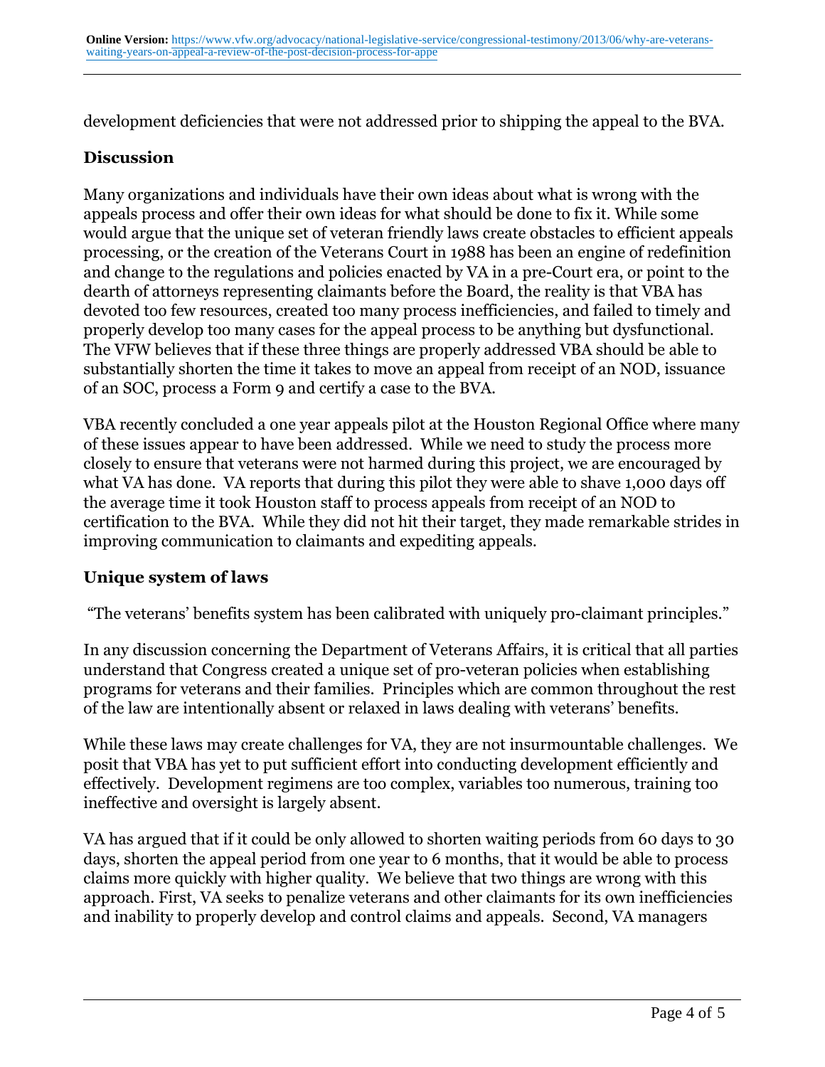development deficiencies that were not addressed prior to shipping the appeal to the BVA.

## Discussion

Many organizations and individuals have their own ideas about what is wrong with the appeals process and offer their own ideas for what should be done to fix it. While some would argue that the unique set of veteran friendly laws create obstacles to efficient appeals processing, or the creation of the Veterans Court in 1988 has been an engine of redefinition and change to the regulations and policies enacted by VA in a pre-Court era, or point to the dearth of attorneys representing claimants before the Board, the reality is that VBA has devoted too few resources, created too many process inefficiencies, and failed to timely and properly develop too many cases for the appeal process to be anything but dysfunctional. The VFW believes that if these three things are properly addressed VBA should be able to substantially shorten the time it takes to move an appeal from receipt of an NOD, issuance of an SOC, process a Form 9 and certify a case to the BVA.

VBA recently concluded a one year appeals pilot at the Houston Regional Office where many of these issues appear to have been addressed. While we need to study the process more closely to ensure that veterans were not harmed during this project, we are encouraged by what VA has done. VA reports that during this pilot they were able to shave 1,000 days off the average time it took Houston staff to process appeals from receipt of an NOD to certification to the BVA. While they did not hit their target, they made remarkable strides in improving communication to claimants and expediting appeals.

## Unique system of laws

"The veterans' benefits system has been calibrated with uniquely pro-claimant principles."

In any discussion concerning the Department of Veterans Affairs, it is critical that all parties understand that Congress created a unique set of pro-veteran policies when establishing programs for veterans and their families. Principles which are common throughout the rest of the law are intentionally absent or relaxed in laws dealing with veterans' benefits.

While these laws may create challenges for VA, they are not insurmountable challenges. We posit that VBA has yet to put sufficient effort into conducting development efficiently and effectively. Development regimens are too complex, variables too numerous, training too ineffective and oversight is largely absent.

VA has argued that if it could be only allowed to shorten waiting periods from 60 days to 30 days, shorten the appeal period from one year to 6 months, that it would be able to process claims more quickly with higher quality. We believe that two things are wrong with this approach. First, VA seeks to penalize veterans and other claimants for its own inefficiencies and inability to properly develop and control claims and appeals. Second, VA managers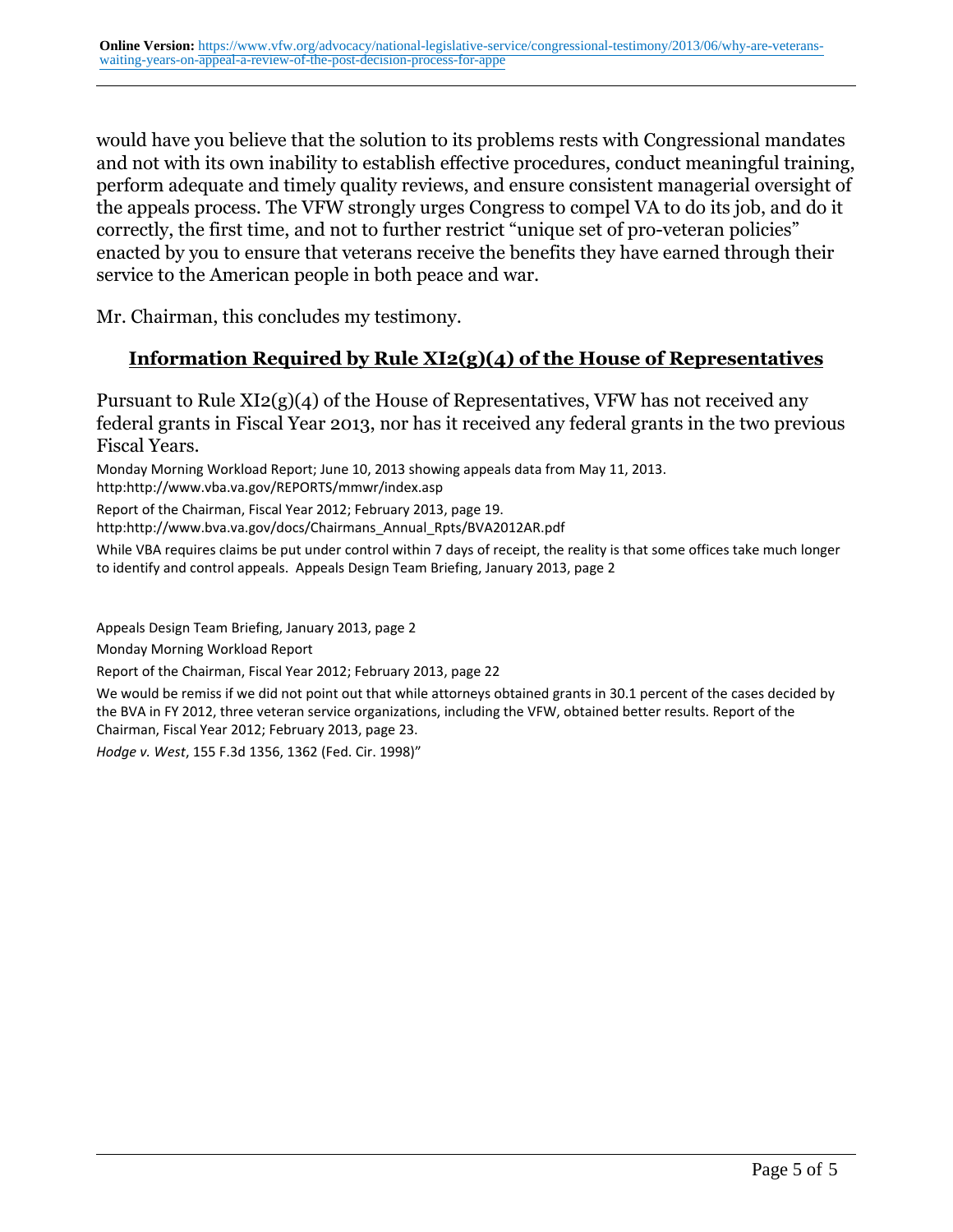would have you believe that the solution to its problems rests with Congressional mandates and not with its own inability to establish effective procedures, conduct meaningful training, perform adequate and timely quality reviews, and ensure consistent managerial oversight of the appeals process. The VFW strongly urges Congress to compel VA to do its job, and do it correctly, the first time, and not to further restrict "unique set of pro-veteran policies" enacted by you to ensure that veterans receive the benefits they have earned through their service to the American people in both peace and war.

Mr. Chairman, this concludes my testimony.

## Information Required by Rule XI2(g)(4) of the House of Representatives

Pursuant to Rule XI2(g)(4) of the House of Representatives, VFW has not received any federal grants in Fiscal Year 2013, nor has it received any federal grants in the two previous Fiscal Years.

Monday Morning Workload Report; June 10, 2013 showing appeals data from May 11, 2013. http:http://www.vba.va.gov/REPORTS/mmwr/index.asp

Report of the Chairman, Fiscal Year 2012; February 2013, page 19. http:http://www.bva.va.gov/docs/Chairmans_Annual_Rpts/BVA2012AR.pdf

While VBA requires claims be put under control within 7 days of receipt, the reality is that some offices take much longer to identify and control appeals. Appeals Design Team Briefing, January 2013, page 2

Appeals Design Team Briefing, January 2013, page 2

Monday Morning Workload Report

Report of the Chairman, Fiscal Year 2012; February 2013, page 22

We would be remiss if we did not point out that while attorneys obtained grants in 30.1 percent of the cases decided by the BVA in FY 2012, three veteran service organizations, including the VFW, obtained better results. Report of the Chairman, Fiscal Year 2012; February 2013, page 23.

*Hodge v. West*, 155 F.3d 1356, 1362 (Fed. Cir. 1998)"